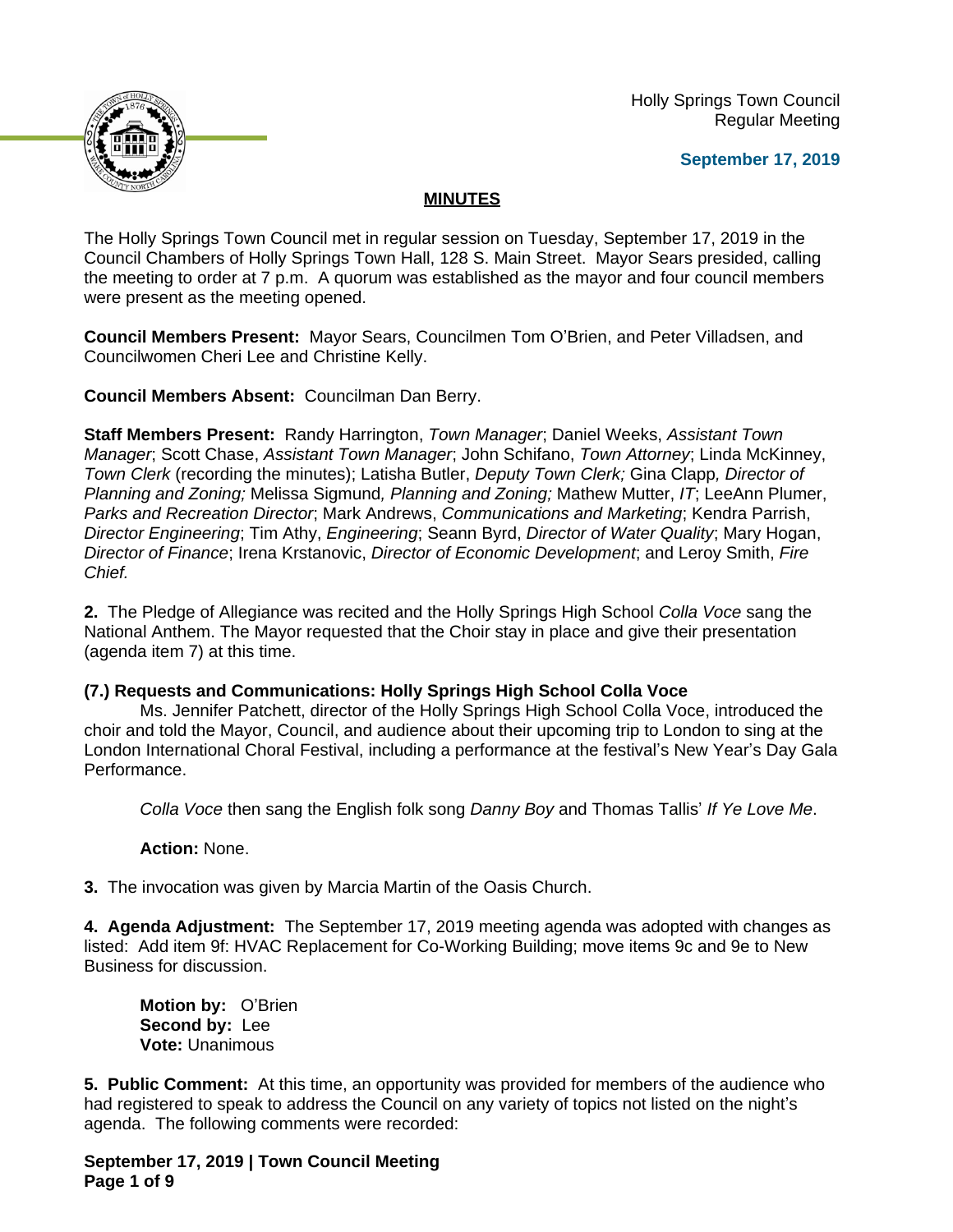Holly Springs Town Council
Regular Meeting

**September 17, 2019**

## MINUTES

The Holly Springs Town Council met in regular session on Tuesday, September 17, 2019 in the Council Chambers of Holly Springs Town Hall, 128 S. Main Street. Mayor Sears presided, calling the meeting to order at 7 p.m. A quorum was established as the mayor and four council members were present as the meeting opened.

**Council Members Present:** Mayor Sears, Councilmen Tom O'Brien, and Peter Villadsen, and Councilwomen Cheri Lee and Christine Kelly.

**Council Members Absent:** Councilman Dan Berry.

**Staff Members Present:** Randy Harrington, *Town Manager*; Daniel Weeks, *Assistant Town Manager*; Scott Chase, *Assistant Town Manager*; John Schifano, *Town Attorney*; Linda McKinney, *Town Clerk* (recording the minutes); Latisha Butler, *Deputy Town Clerk;* Gina Clapp*, Director of Planning and Zoning;* Melissa Sigmund*, Planning and Zoning;* Mathew Mutter, *IT*; LeeAnn Plumer, *Parks and Recreation Director*; Mark Andrews, *Communications and Marketing*; Kendra Parrish, *Director Engineering*; Tim Athy, *Engineering*; Seann Byrd, *Director of Water Quality*; Mary Hogan, *Director of Finance*; Irena Krstanovic, *Director of Economic Development*; and Leroy Smith, *Fire Chief.*

**2.** The Pledge of Allegiance was recited and the Holly Springs High School *Colla Voce* sang the National Anthem. The Mayor requested that the Choir stay in place and give their presentation (agenda item 7) at this time.

**(7.) Requests and Communications: Holly Springs High School Colla Voce**

Ms. Jennifer Patchett, director of the Holly Springs High School Colla Voce, introduced the choir and told the Mayor, Council, and audience about their upcoming trip to London to sing at the London International Choral Festival, including a performance at the festival's New Year's Day Gala Performance.

*Colla Voce* then sang the English folk song *Danny Boy* and Thomas Tallis' *If Ye Love Me*.

**Action:** None.

**3.** The invocation was given by Marcia Martin of the Oasis Church.

**4. Agenda Adjustment:** The September 17, 2019 meeting agenda was adopted with changes as listed: Add item 9f: HVAC Replacement for Co-Working Building; move items 9c and 9e to New Business for discussion.

**Motion by:** O'Brien
**Second by:** Lee
**Vote:** Unanimous

**5. Public Comment:** At this time, an opportunity was provided for members of the audience who had registered to speak to address the Council on any variety of topics not listed on the night's agenda. The following comments were recorded: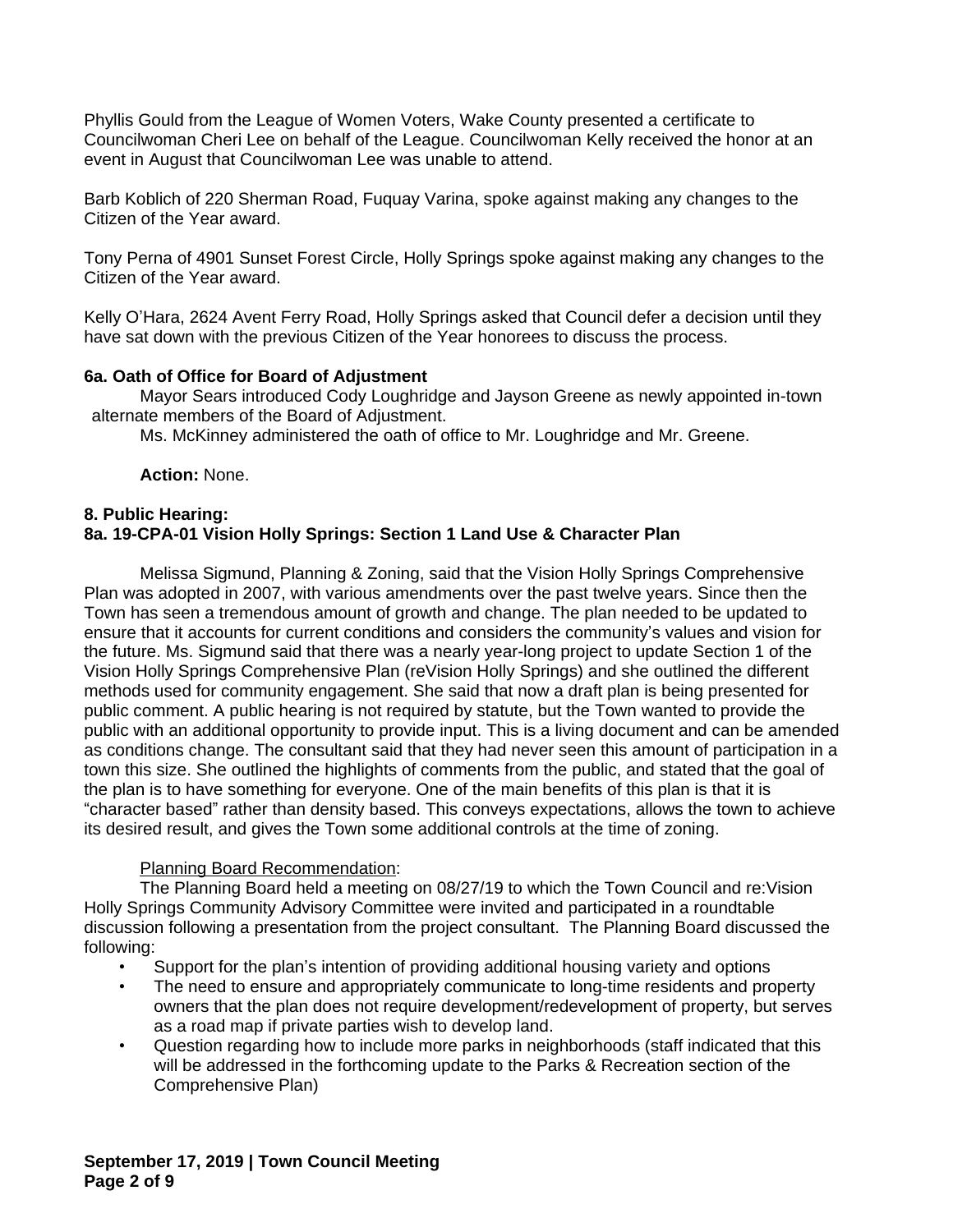Phyllis Gould from the League of Women Voters, Wake County presented a certificate to Councilwoman Cheri Lee on behalf of the League. Councilwoman Kelly received the honor at an event in August that Councilwoman Lee was unable to attend.

Barb Koblich of 220 Sherman Road, Fuquay Varina, spoke against making any changes to the Citizen of the Year award.

Tony Perna of 4901 Sunset Forest Circle, Holly Springs spoke against making any changes to the Citizen of the Year award.

Kelly O'Hara, 2624 Avent Ferry Road, Holly Springs asked that Council defer a decision until they have sat down with the previous Citizen of the Year honorees to discuss the process.

**6a. Oath of Office for Board of Adjustment**

Mayor Sears introduced Cody Loughridge and Jayson Greene as newly appointed in-town alternate members of the Board of Adjustment.

Ms. McKinney administered the oath of office to Mr. Loughridge and Mr. Greene.

**Action:** None.

**8. Public Hearing:**

**8a. 19-CPA-01 Vision Holly Springs: Section 1 Land Use & Character Plan**

Melissa Sigmund, Planning & Zoning, said that the Vision Holly Springs Comprehensive Plan was adopted in 2007, with various amendments over the past twelve years. Since then the Town has seen a tremendous amount of growth and change. The plan needed to be updated to ensure that it accounts for current conditions and considers the community's values and vision for the future. Ms. Sigmund said that there was a nearly year-long project to update Section 1 of the Vision Holly Springs Comprehensive Plan (reVision Holly Springs) and she outlined the different methods used for community engagement. She said that now a draft plan is being presented for public comment. A public hearing is not required by statute, but the Town wanted to provide the public with an additional opportunity to provide input. This is a living document and can be amended as conditions change. The consultant said that they had never seen this amount of participation in a town this size. She outlined the highlights of comments from the public, and stated that the goal of the plan is to have something for everyone. One of the main benefits of this plan is that it is "character based" rather than density based. This conveys expectations, allows the town to achieve its desired result, and gives the Town some additional controls at the time of zoning.

Planning Board Recommendation:

The Planning Board held a meeting on 08/27/19 to which the Town Council and re:Vision Holly Springs Community Advisory Committee were invited and participated in a roundtable discussion following a presentation from the project consultant. The Planning Board discussed the following:

- Support for the plan's intention of providing additional housing variety and options
- The need to ensure and appropriately communicate to long-time residents and property owners that the plan does not require development/redevelopment of property, but serves as a road map if private parties wish to develop land.
- Question regarding how to include more parks in neighborhoods (staff indicated that this will be addressed in the forthcoming update to the Parks & Recreation section of the Comprehensive Plan)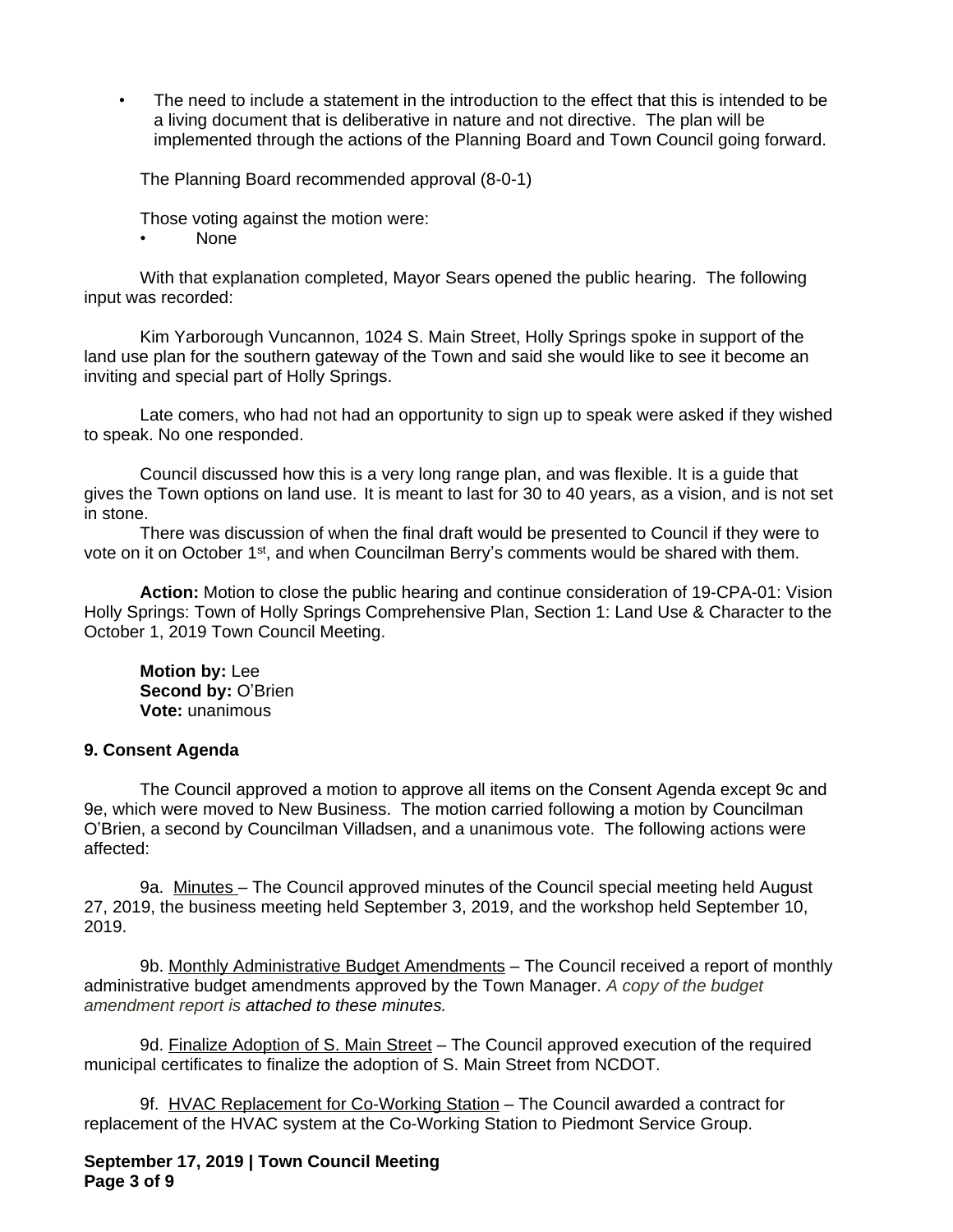- The need to include a statement in the introduction to the effect that this is intended to be a living document that is deliberative in nature and not directive. The plan will be implemented through the actions of the Planning Board and Town Council going forward.

The Planning Board recommended approval (8-0-1)

Those voting against the motion were:

- None

With that explanation completed, Mayor Sears opened the public hearing. The following input was recorded:

Kim Yarborough Vuncannon, 1024 S. Main Street, Holly Springs spoke in support of the land use plan for the southern gateway of the Town and said she would like to see it become an inviting and special part of Holly Springs.

Late comers, who had not had an opportunity to sign up to speak were asked if they wished to speak. No one responded.

Council discussed how this is a very long range plan, and was flexible. It is a guide that gives the Town options on land use. It is meant to last for 30 to 40 years, as a vision, and is not set in stone.

There was discussion of when the final draft would be presented to Council if they were to vote on it on October 1st, and when Councilman Berry's comments would be shared with them.

**Action:** Motion to close the public hearing and continue consideration of 19-CPA-01: Vision Holly Springs: Town of Holly Springs Comprehensive Plan, Section 1: Land Use & Character to the October 1, 2019 Town Council Meeting.

**Motion by:** Lee
**Second by:** O'Brien
**Vote:** unanimous

**9. Consent Agenda**

The Council approved a motion to approve all items on the Consent Agenda except 9c and 9e, which were moved to New Business. The motion carried following a motion by Councilman O'Brien, a second by Councilman Villadsen, and a unanimous vote. The following actions were affected:

9a. Minutes – The Council approved minutes of the Council special meeting held August 27, 2019, the business meeting held September 3, 2019, and the workshop held September 10, 2019.

9b. Monthly Administrative Budget Amendments – The Council received a report of monthly administrative budget amendments approved by the Town Manager. *A copy of the budget amendment report is attached to these minutes.*

9d. Finalize Adoption of S. Main Street – The Council approved execution of the required municipal certificates to finalize the adoption of S. Main Street from NCDOT.

9f. HVAC Replacement for Co-Working Station – The Council awarded a contract for replacement of the HVAC system at the Co-Working Station to Piedmont Service Group.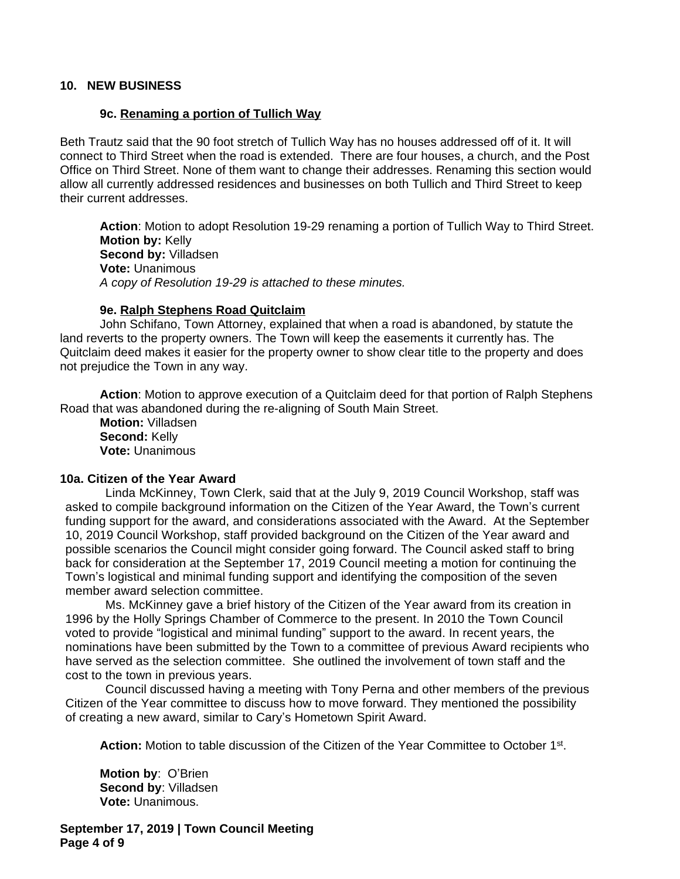## 10. NEW BUSINESS

### 9c. Renaming a portion of Tullich Way

Beth Trautz said that the 90 foot stretch of Tullich Way has no houses addressed off of it. It will connect to Third Street when the road is extended. There are four houses, a church, and the Post Office on Third Street. None of them want to change their addresses. Renaming this section would allow all currently addressed residences and businesses on both Tullich and Third Street to keep their current addresses.

**Action**: Motion to adopt Resolution 19-29 renaming a portion of Tullich Way to Third Street.
**Motion by:** Kelly
**Second by:** Villadsen
**Vote:** Unanimous
*A copy of Resolution 19-29 is attached to these minutes.*

### 9e. Ralph Stephens Road Quitclaim

John Schifano, Town Attorney, explained that when a road is abandoned, by statute the land reverts to the property owners. The Town will keep the easements it currently has. The Quitclaim deed makes it easier for the property owner to show clear title to the property and does not prejudice the Town in any way.

**Action**: Motion to approve execution of a Quitclaim deed for that portion of Ralph Stephens Road that was abandoned during the re-aligning of South Main Street.
**Motion:** Villadsen
**Second:** Kelly
**Vote:** Unanimous

### 10a. Citizen of the Year Award

Linda McKinney, Town Clerk, said that at the July 9, 2019 Council Workshop, staff was asked to compile background information on the Citizen of the Year Award, the Town's current funding support for the award, and considerations associated with the Award. At the September 10, 2019 Council Workshop, staff provided background on the Citizen of the Year award and possible scenarios the Council might consider going forward. The Council asked staff to bring back for consideration at the September 17, 2019 Council meeting a motion for continuing the Town's logistical and minimal funding support and identifying the composition of the seven member award selection committee.

Ms. McKinney gave a brief history of the Citizen of the Year award from its creation in 1996 by the Holly Springs Chamber of Commerce to the present. In 2010 the Town Council voted to provide "logistical and minimal funding" support to the award. In recent years, the nominations have been submitted by the Town to a committee of previous Award recipients who have served as the selection committee. She outlined the involvement of town staff and the cost to the town in previous years.

Council discussed having a meeting with Tony Perna and other members of the previous Citizen of the Year committee to discuss how to move forward. They mentioned the possibility of creating a new award, similar to Cary's Hometown Spirit Award.

**Action:** Motion to table discussion of the Citizen of the Year Committee to October 1st.

**Motion by**: O'Brien
**Second by**: Villadsen
**Vote:** Unanimous.

**September 17, 2019 | Town Council Meeting**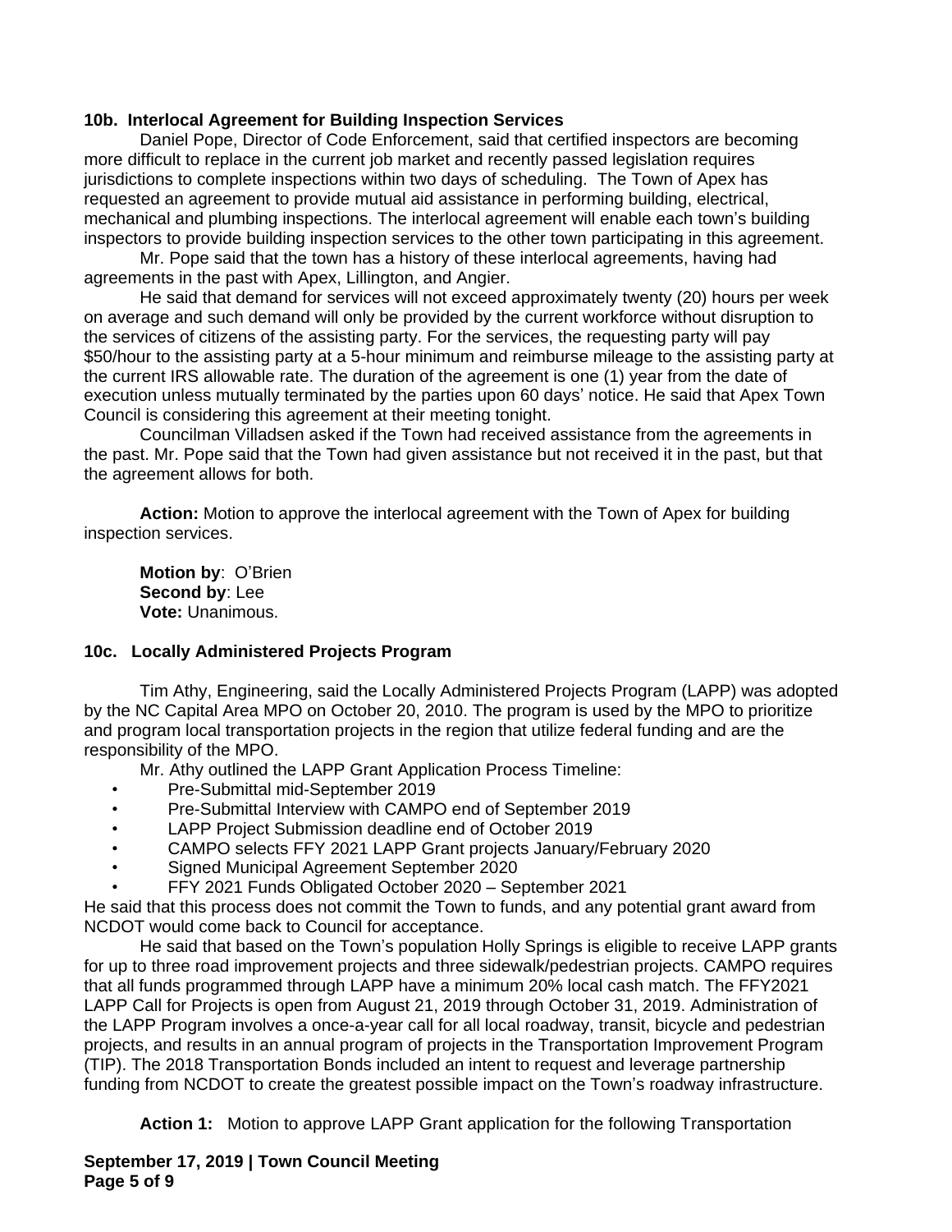**10b. Interlocal Agreement for Building Inspection Services**

Daniel Pope, Director of Code Enforcement, said that certified inspectors are becoming more difficult to replace in the current job market and recently passed legislation requires jurisdictions to complete inspections within two days of scheduling. The Town of Apex has requested an agreement to provide mutual aid assistance in performing building, electrical, mechanical and plumbing inspections. The interlocal agreement will enable each town's building inspectors to provide building inspection services to the other town participating in this agreement.

Mr. Pope said that the town has a history of these interlocal agreements, having had agreements in the past with Apex, Lillington, and Angier.

He said that demand for services will not exceed approximately twenty (20) hours per week on average and such demand will only be provided by the current workforce without disruption to the services of citizens of the assisting party. For the services, the requesting party will pay $50/hour to the assisting party at a 5-hour minimum and reimburse mileage to the assisting party at the current IRS allowable rate. The duration of the agreement is one (1) year from the date of execution unless mutually terminated by the parties upon 60 days' notice. He said that Apex Town Council is considering this agreement at their meeting tonight.

Councilman Villadsen asked if the Town had received assistance from the agreements in the past. Mr. Pope said that the Town had given assistance but not received it in the past, but that the agreement allows for both.

**Action:** Motion to approve the interlocal agreement with the Town of Apex for building inspection services.

**Motion by**: O'Brien
**Second by**: Lee
**Vote:** Unanimous.

**10c. Locally Administered Projects Program**

Tim Athy, Engineering, said the Locally Administered Projects Program (LAPP) was adopted by the NC Capital Area MPO on October 20, 2010. The program is used by the MPO to prioritize and program local transportation projects in the region that utilize federal funding and are the responsibility of the MPO.

Mr. Athy outlined the LAPP Grant Application Process Timeline:

- Pre-Submittal mid-September 2019
- Pre-Submittal Interview with CAMPO end of September 2019
- LAPP Project Submission deadline end of October 2019
- CAMPO selects FFY 2021 LAPP Grant projects January/February 2020
- Signed Municipal Agreement September 2020
- FFY 2021 Funds Obligated October 2020 – September 2021

He said that this process does not commit the Town to funds, and any potential grant award from NCDOT would come back to Council for acceptance.

He said that based on the Town's population Holly Springs is eligible to receive LAPP grants for up to three road improvement projects and three sidewalk/pedestrian projects. CAMPO requires that all funds programmed through LAPP have a minimum 20% local cash match. The FFY2021 LAPP Call for Projects is open from August 21, 2019 through October 31, 2019. Administration of the LAPP Program involves a once-a-year call for all local roadway, transit, bicycle and pedestrian projects, and results in an annual program of projects in the Transportation Improvement Program (TIP). The 2018 Transportation Bonds included an intent to request and leverage partnership funding from NCDOT to create the greatest possible impact on the Town's roadway infrastructure.

**Action 1:** Motion to approve LAPP Grant application for the following Transportation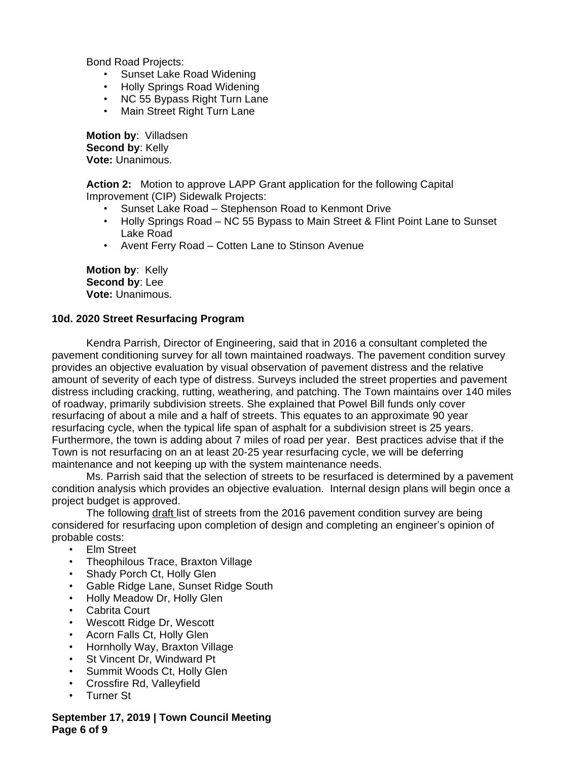Bond Road Projects:

- Sunset Lake Road Widening
- Holly Springs Road Widening
- NC 55 Bypass Right Turn Lane
- Main Street Right Turn Lane

**Motion by**: Villadsen
**Second by**: Kelly
**Vote:** Unanimous.

**Action 2:** Motion to approve LAPP Grant application for the following Capital Improvement (CIP) Sidewalk Projects:

- Sunset Lake Road – Stephenson Road to Kenmont Drive
- Holly Springs Road – NC 55 Bypass to Main Street & Flint Point Lane to Sunset Lake Road
- Avent Ferry Road – Cotten Lane to Stinson Avenue

**Motion by**: Kelly
**Second by**: Lee
**Vote:** Unanimous.

**10d. 2020 Street Resurfacing Program**

Kendra Parrish, Director of Engineering, said that in 2016 a consultant completed the pavement conditioning survey for all town maintained roadways. The pavement condition survey provides an objective evaluation by visual observation of pavement distress and the relative amount of severity of each type of distress. Surveys included the street properties and pavement distress including cracking, rutting, weathering, and patching. The Town maintains over 140 miles of roadway, primarily subdivision streets. She explained that Powel Bill funds only cover resurfacing of about a mile and a half of streets. This equates to an approximate 90 year resurfacing cycle, when the typical life span of asphalt for a subdivision street is 25 years. Furthermore, the town is adding about 7 miles of road per year. Best practices advise that if the Town is not resurfacing on an at least 20-25 year resurfacing cycle, we will be deferring maintenance and not keeping up with the system maintenance needs.

Ms. Parrish said that the selection of streets to be resurfaced is determined by a pavement condition analysis which provides an objective evaluation. Internal design plans will begin once a project budget is approved.

The following draft list of streets from the 2016 pavement condition survey are being considered for resurfacing upon completion of design and completing an engineer's opinion of probable costs:

- Elm Street
- Theophilous Trace, Braxton Village
- Shady Porch Ct, Holly Glen
- Gable Ridge Lane, Sunset Ridge South
- Holly Meadow Dr, Holly Glen
- Cabrita Court
- Wescott Ridge Dr, Wescott
- Acorn Falls Ct, Holly Glen
- Hornholly Way, Braxton Village
- St Vincent Dr, Windward Pt
- Summit Woods Ct, Holly Glen
- Crossfire Rd, Valleyfield
- Turner St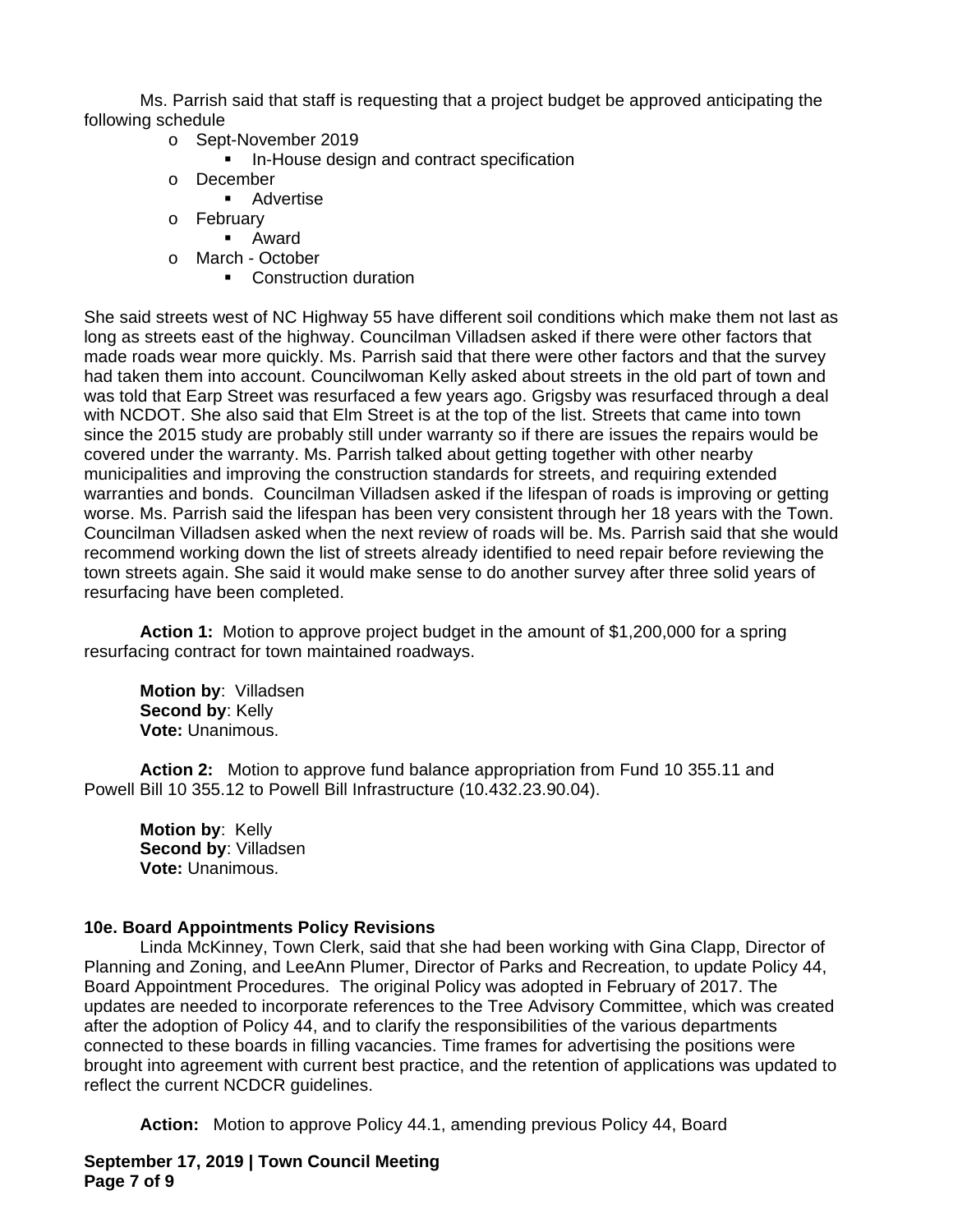Ms. Parrish said that staff is requesting that a project budget be approved anticipating the following schedule

- Sept-November 2019
  - In-House design and contract specification
- December
  - Advertise
- February
  - Award
- March - October
  - Construction duration

She said streets west of NC Highway 55 have different soil conditions which make them not last as long as streets east of the highway. Councilman Villadsen asked if there were other factors that made roads wear more quickly. Ms. Parrish said that there were other factors and that the survey had taken them into account. Councilwoman Kelly asked about streets in the old part of town and was told that Earp Street was resurfaced a few years ago. Grigsby was resurfaced through a deal with NCDOT. She also said that Elm Street is at the top of the list. Streets that came into town since the 2015 study are probably still under warranty so if there are issues the repairs would be covered under the warranty. Ms. Parrish talked about getting together with other nearby municipalities and improving the construction standards for streets, and requiring extended warranties and bonds. Councilman Villadsen asked if the lifespan of roads is improving or getting worse. Ms. Parrish said the lifespan has been very consistent through her 18 years with the Town. Councilman Villadsen asked when the next review of roads will be. Ms. Parrish said that she would recommend working down the list of streets already identified to need repair before reviewing the town streets again. She said it would make sense to do another survey after three solid years of resurfacing have been completed.

**Action 1:** Motion to approve project budget in the amount of $1,200,000 for a spring resurfacing contract for town maintained roadways.

**Motion by**: Villadsen
**Second by**: Kelly
**Vote:** Unanimous.

**Action 2:** Motion to approve fund balance appropriation from Fund 10 355.11 and Powell Bill 10 355.12 to Powell Bill Infrastructure (10.432.23.90.04).

**Motion by**: Kelly
**Second by**: Villadsen
**Vote:** Unanimous.

**10e. Board Appointments Policy Revisions**

Linda McKinney, Town Clerk, said that she had been working with Gina Clapp, Director of Planning and Zoning, and LeeAnn Plumer, Director of Parks and Recreation, to update Policy 44, Board Appointment Procedures. The original Policy was adopted in February of 2017. The updates are needed to incorporate references to the Tree Advisory Committee, which was created after the adoption of Policy 44, and to clarify the responsibilities of the various departments connected to these boards in filling vacancies. Time frames for advertising the positions were brought into agreement with current best practice, and the retention of applications was updated to reflect the current NCDCR guidelines.

**Action:** Motion to approve Policy 44.1, amending previous Policy 44, Board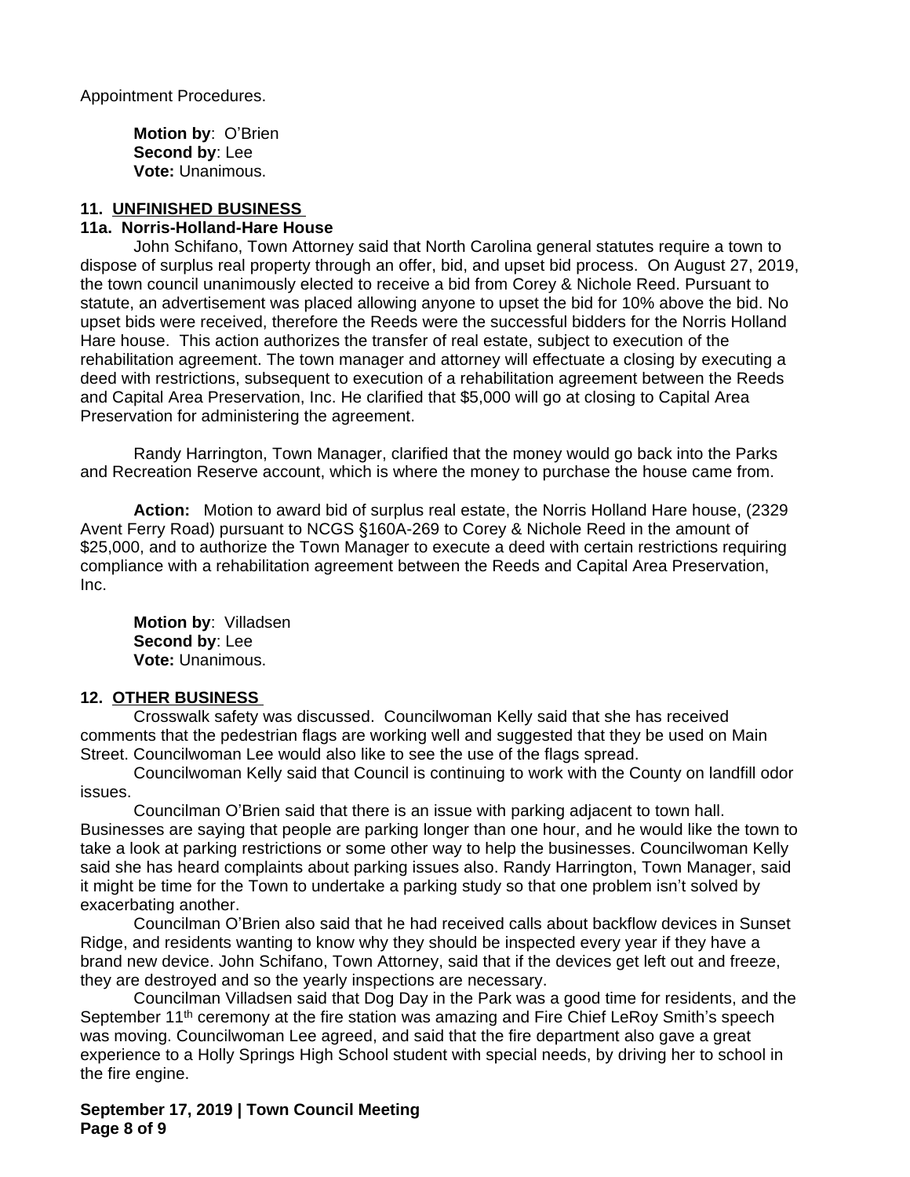Appointment Procedures.

> **Motion by**: O'Brien
> **Second by**: Lee
> **Vote:** Unanimous.

## 11. UNFINISHED BUSINESS

### 11a. Norris-Holland-Hare House

John Schifano, Town Attorney said that North Carolina general statutes require a town to dispose of surplus real property through an offer, bid, and upset bid process. On August 27, 2019, the town council unanimously elected to receive a bid from Corey & Nichole Reed. Pursuant to statute, an advertisement was placed allowing anyone to upset the bid for 10% above the bid. No upset bids were received, therefore the Reeds were the successful bidders for the Norris Holland Hare house. This action authorizes the transfer of real estate, subject to execution of the rehabilitation agreement. The town manager and attorney will effectuate a closing by executing a deed with restrictions, subsequent to execution of a rehabilitation agreement between the Reeds and Capital Area Preservation, Inc. He clarified that $5,000 will go at closing to Capital Area Preservation for administering the agreement.

Randy Harrington, Town Manager, clarified that the money would go back into the Parks and Recreation Reserve account, which is where the money to purchase the house came from.

**Action:** Motion to award bid of surplus real estate, the Norris Holland Hare house, (2329 Avent Ferry Road) pursuant to NCGS §160A-269 to Corey & Nichole Reed in the amount of $25,000, and to authorize the Town Manager to execute a deed with certain restrictions requiring compliance with a rehabilitation agreement between the Reeds and Capital Area Preservation, Inc.

> **Motion by**: Villadsen
> **Second by**: Lee
> **Vote:** Unanimous.

## 12. OTHER BUSINESS

Crosswalk safety was discussed. Councilwoman Kelly said that she has received comments that the pedestrian flags are working well and suggested that they be used on Main Street. Councilwoman Lee would also like to see the use of the flags spread.

Councilwoman Kelly said that Council is continuing to work with the County on landfill odor issues.

Councilman O'Brien said that there is an issue with parking adjacent to town hall. Businesses are saying that people are parking longer than one hour, and he would like the town to take a look at parking restrictions or some other way to help the businesses. Councilwoman Kelly said she has heard complaints about parking issues also. Randy Harrington, Town Manager, said it might be time for the Town to undertake a parking study so that one problem isn't solved by exacerbating another.

Councilman O'Brien also said that he had received calls about backflow devices in Sunset Ridge, and residents wanting to know why they should be inspected every year if they have a brand new device. John Schifano, Town Attorney, said that if the devices get left out and freeze, they are destroyed and so the yearly inspections are necessary.

Councilman Villadsen said that Dog Day in the Park was a good time for residents, and the September 11th ceremony at the fire station was amazing and Fire Chief LeRoy Smith's speech was moving. Councilwoman Lee agreed, and said that the fire department also gave a great experience to a Holly Springs High School student with special needs, by driving her to school in the fire engine.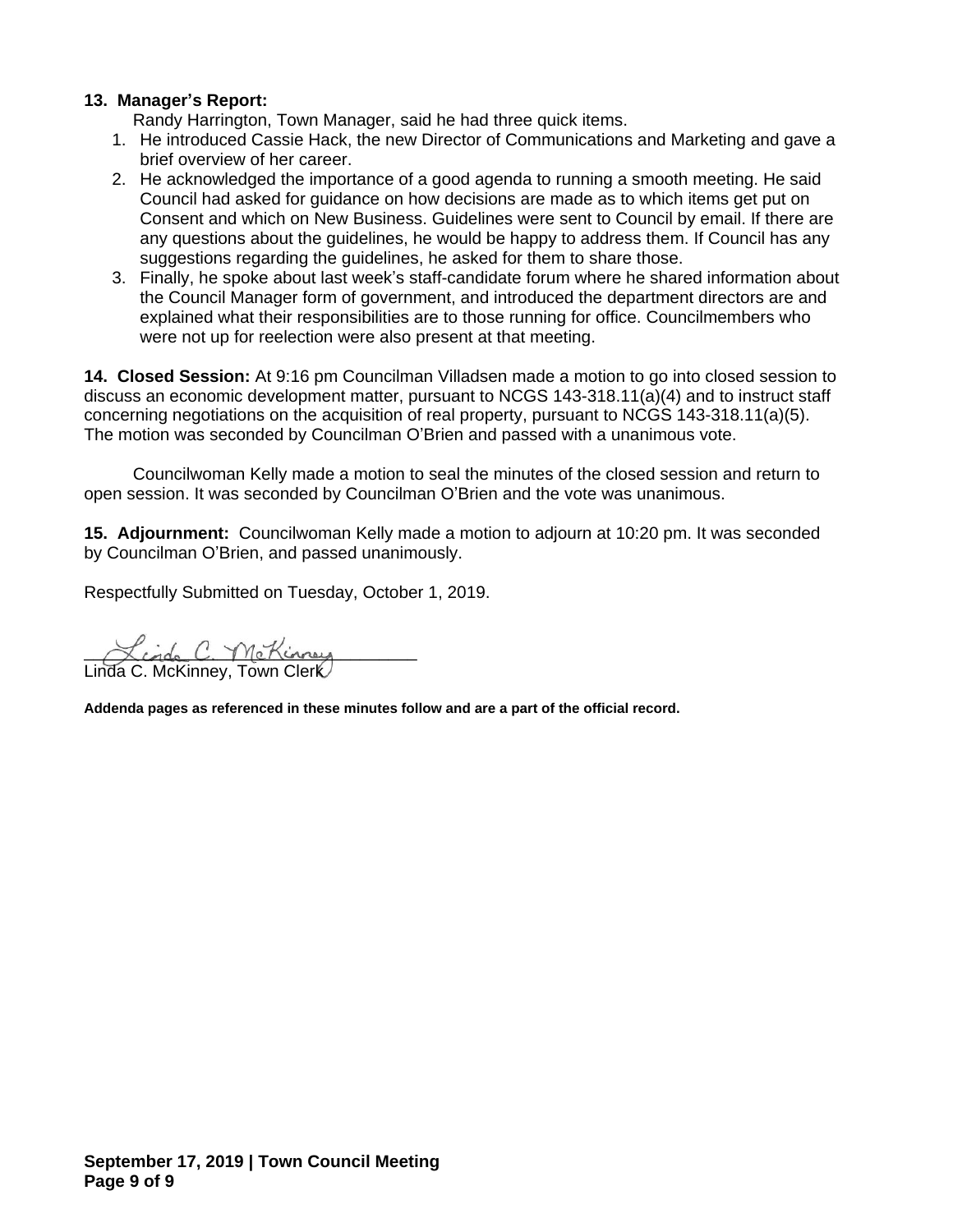**13. Manager's Report:**

Randy Harrington, Town Manager, said he had three quick items.

1. He introduced Cassie Hack, the new Director of Communications and Marketing and gave a brief overview of her career.
2. He acknowledged the importance of a good agenda to running a smooth meeting. He said Council had asked for guidance on how decisions are made as to which items get put on Consent and which on New Business. Guidelines were sent to Council by email. If there are any questions about the guidelines, he would be happy to address them. If Council has any suggestions regarding the guidelines, he asked for them to share those.
3. Finally, he spoke about last week's staff-candidate forum where he shared information about the Council Manager form of government, and introduced the department directors are and explained what their responsibilities are to those running for office. Councilmembers who were not up for reelection were also present at that meeting.

**14. Closed Session:** At 9:16 pm Councilman Villadsen made a motion to go into closed session to discuss an economic development matter, pursuant to NCGS 143-318.11(a)(4) and to instruct staff concerning negotiations on the acquisition of real property, pursuant to NCGS 143-318.11(a)(5). The motion was seconded by Councilman O'Brien and passed with a unanimous vote.

Councilwoman Kelly made a motion to seal the minutes of the closed session and return to open session. It was seconded by Councilman O'Brien and the vote was unanimous.

**15. Adjournment:** Councilwoman Kelly made a motion to adjourn at 10:20 pm. It was seconded by Councilman O'Brien, and passed unanimously.

Respectfully Submitted on Tuesday, October 1, 2019.

Linda C. McKinney

Linda C. McKinney, Town Clerk

**Addenda pages as referenced in these minutes follow and are a part of the official record.**